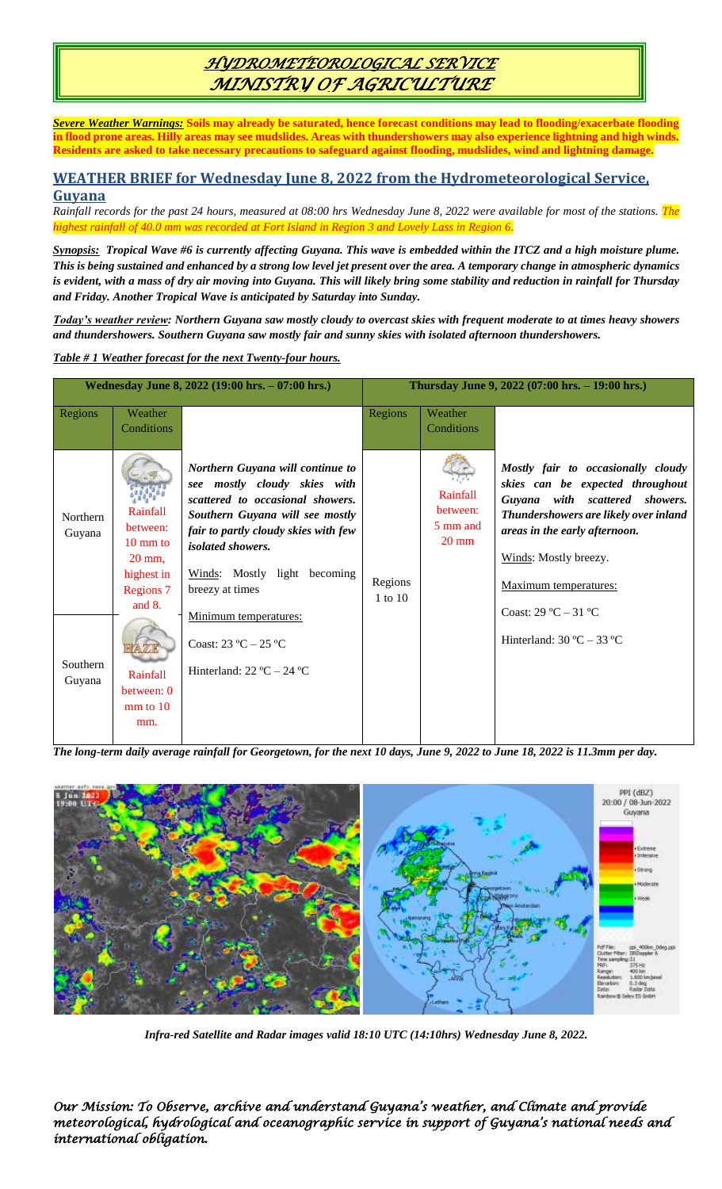# *HYDROMETEOROLOGICAL SERVICE*
# *MINISTRY OF AGRICULTURE*

***Severe Weather Warnings:*** **Soils may already be saturated, hence forecast conditions may lead to flooding/exacerbate flooding in flood prone areas. Hilly areas may see mudslides. Areas with thundershowers may also experience lightning and high winds. Residents are asked to take necessary precautions to safeguard against flooding, mudslides, wind and lightning damage.**

## WEATHER BRIEF for Wednesday June 8, 2022 from the Hydrometeorological Service, Guyana

*Rainfall records for the past 24 hours, measured at 08:00 hrs Wednesday June 8, 2022 were available for most of the stations. The highest rainfall of 40.0 mm was recorded at Fort Island in Region 3 and Lovely Lass in Region 6.*

***Synopsis:*** ***Tropical Wave #6 is currently affecting Guyana. This wave is embedded within the ITCZ and a high moisture plume. This is being sustained and enhanced by a strong low level jet present over the area. A temporary change in atmospheric dynamics is evident, with a mass of dry air moving into Guyana. This will likely bring some stability and reduction in rainfall for Thursday and Friday. Another Tropical Wave is anticipated by Saturday into Sunday.***

***Today's weather review:*** ***Northern Guyana saw mostly cloudy to overcast skies with frequent moderate to at times heavy showers and thundershowers. Southern Guyana saw mostly fair and sunny skies with isolated afternoon thundershowers.***

***Table # 1 Weather forecast for the next Twenty-four hours.***

| **Wednesday June 8, 2022 (19:00 hrs. – 07:00 hrs.)** | | | **Thursday June 9, 2022 (07:00 hrs. – 19:00 hrs.)** | | |
|---|---|---|---|---|---|
| Regions | Weather Conditions | | Regions | Weather Conditions | |
| Northern Guyana | Rainfall between: 10 mm to 20 mm, highest in Regions 7 and 8. | ***Northern Guyana will continue to see mostly cloudy skies with scattered to occasional showers. Southern Guyana will see mostly fair to partly cloudy skies with few isolated showers.*** Winds: Mostly light becoming breezy at times. Minimum temperatures: Coast: 23 ºC – 25 ºC; Hinterland: 22 ºC – 24 ºC | Regions 1 to 10 | Rainfall between: 5 mm and 20 mm | ***Mostly fair to occasionally cloudy skies can be expected throughout Guyana with scattered showers. Thundershowers are likely over inland areas in the early afternoon.*** Winds: Mostly breezy. Maximum temperatures: Coast: 29 ºC – 31 ºC; Hinterland: 30 ºC – 33 ºC |
| Southern Guyana | HAZE Rainfall between: 0 mm to 10 mm. | | | | |

***The long-term daily average rainfall for Georgetown, for the next 10 days, June 9, 2022 to June 18, 2022 is 11.3mm per day.***

*Infra-red Satellite and Radar images valid 18:10 UTC (14:10hrs) Wednesday June 8, 2022.*

*Our Mission: To Observe, archive and understand Guyana's weather, and Climate and provide meteorological, hydrological and oceanographic service in support of Guyana's national needs and international obligation.*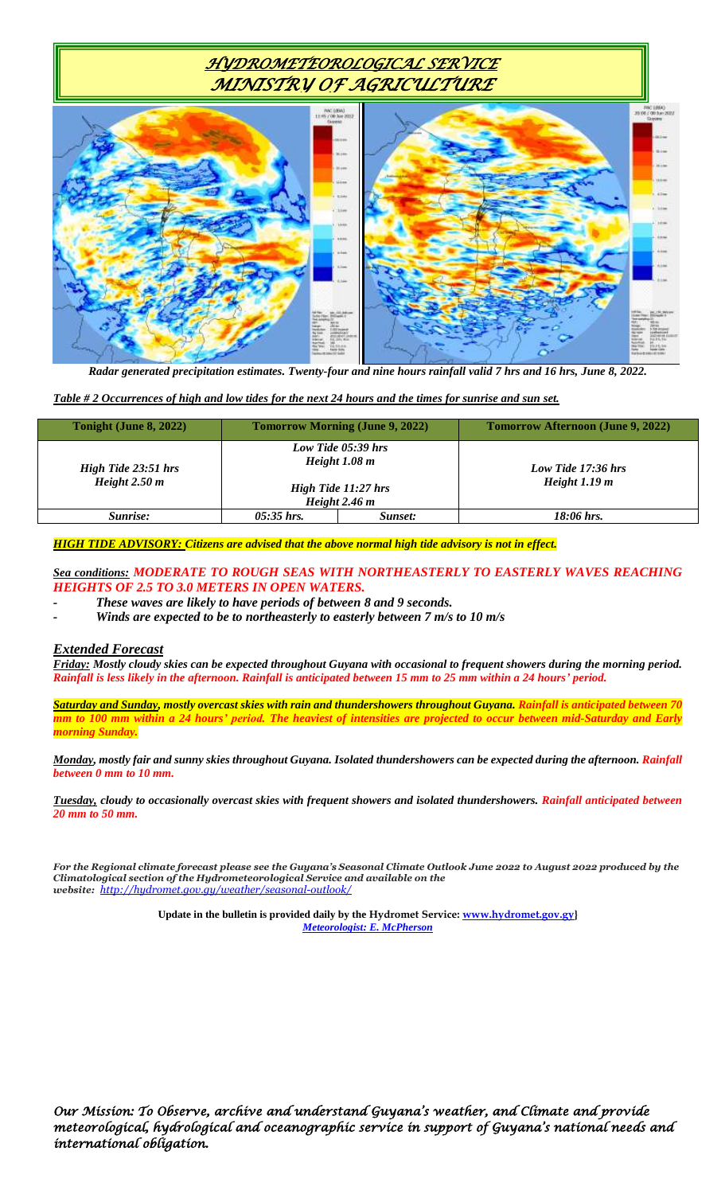# HYDROMETEOROLOGICAL SERVICE MINISTRY OF AGRICULTURE

*Radar generated precipitation estimates. Twenty-four and nine hours rainfall valid 7 hrs and 16 hrs, June 8, 2022.*

***Table # 2 Occurrences of high and low tides for the next 24 hours and the times for sunrise and sun set.***

| Tonight (June 8, 2022) | Tomorrow Morning (June 9, 2022) | | Tomorrow Afternoon (June 9, 2022) |
|---|---|---|---|
| *High Tide 23:51 hrs Height 2.50 m* | *Low Tide 05:39 hrs Height 1.08 m High Tide 11:27 hrs Height 2.46 m* | | *Low Tide 17:36 hrs Height 1.19 m* |
| *Sunrise:* | *05:35 hrs.* | *Sunset:* | *18:06 hrs.* |

***HIGH TIDE ADVISORY:** Citizens are advised that the above normal high tide advisory is not in effect.*

***Sea conditions:** MODERATE TO ROUGH SEAS WITH NORTHEASTERLY TO EASTERLY WAVES REACHING HEIGHTS OF 2.5 TO 3.0 METERS IN OPEN WATERS.*

- *These waves are likely to have periods of between 8 and 9 seconds.*
- *Winds are expected to be to northeasterly to easterly between 7 m/s to 10 m/s*

## *Extended Forecast*

***Friday:** Mostly cloudy skies can be expected throughout Guyana with occasional to frequent showers during the morning period. Rainfall is less likely in the afternoon. Rainfall is anticipated between 15 mm to 25 mm within a 24 hours' period.*

***Saturday and Sunday,** mostly overcast skies with rain and thundershowers throughout Guyana. Rainfall is anticipated between 70 mm to 100 mm within a 24 hours' period. The heaviest of intensities are projected to occur between mid-Saturday and Early morning Sunday.*

***Monday,** mostly fair and sunny skies throughout Guyana. Isolated thundershowers can be expected during the afternoon. Rainfall between 0 mm to 10 mm.*

***Tuesday,** cloudy to occasionally overcast skies with frequent showers and isolated thundershowers. Rainfall anticipated between 20 mm to 50 mm.*

*For the Regional climate forecast please see the Guyana's Seasonal Climate Outlook June 2022 to August 2022 produced by the Climatological section of the Hydrometeorological Service and available on the website: http://hydromet.gov.gy/weather/seasonal-outlook/*

**Update in the bulletin is provided daily by the Hydromet Service: www.hydromet.gov.gy}**

*Meteorologist: E. McPherson*

*Our Mission: To Observe, archive and understand Guyana's weather, and Climate and provide meteorological, hydrological and oceanographic service in support of Guyana's national needs and international obligation.*